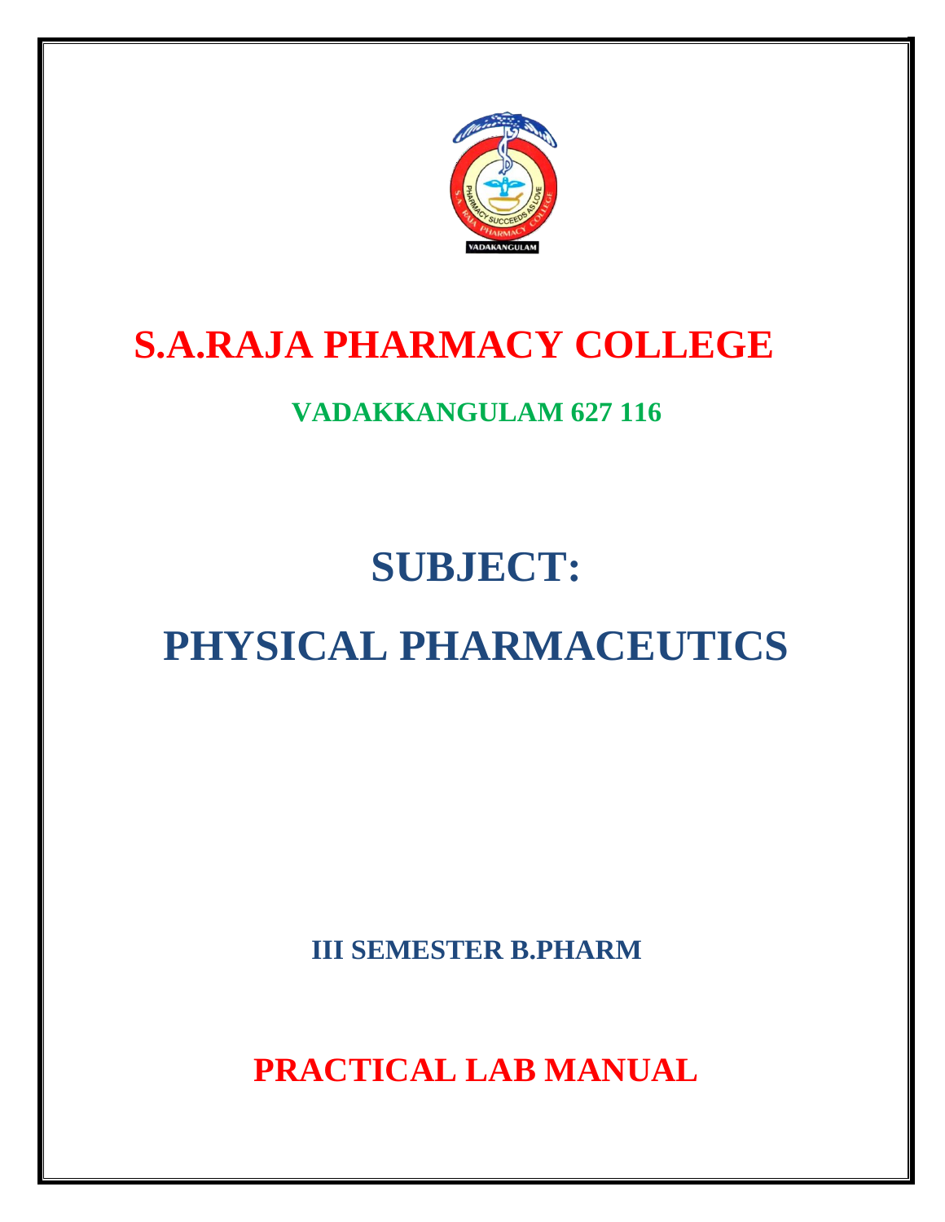# S.A.RAJA PHARMACY COLLEGE

## VADAKKANGULAM 627 116

# SUBJECT:

# PHYSICAL PHARMACEUTICS

### III SEMESTER B.PHARM

## PRACTICAL LAB MANUAL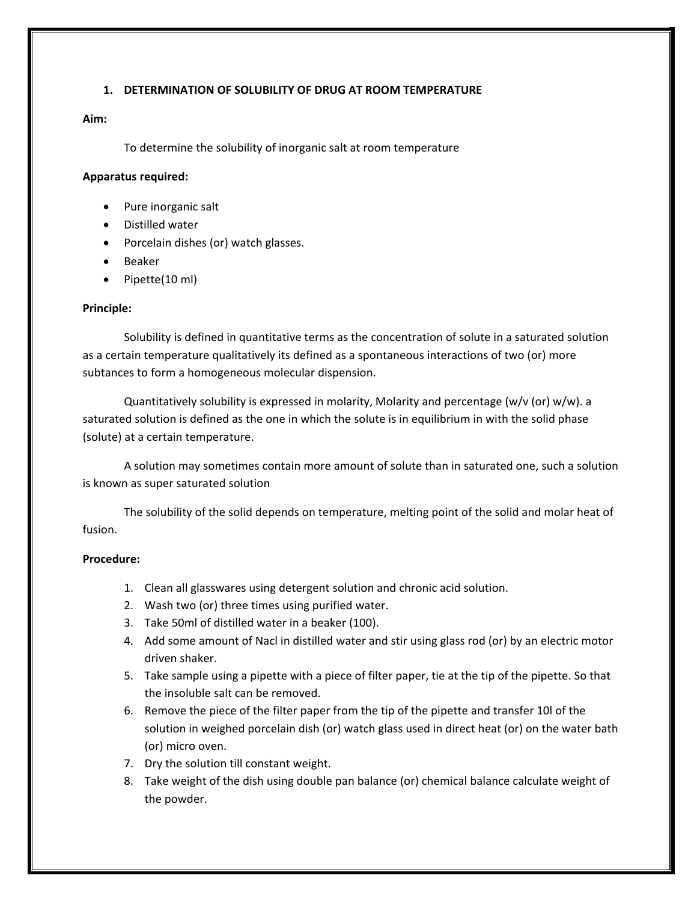## 1. DETERMINATION OF SOLUBILITY OF DRUG AT ROOM TEMPERATURE

**Aim:**

To determine the solubility of inorganic salt at room temperature

**Apparatus required:**

- Pure inorganic salt
- Distilled water
- Porcelain dishes (or) watch glasses.
- Beaker
- Pipette(10 ml)

**Principle:**

Solubility is defined in quantitative terms as the concentration of solute in a saturated solution as a certain temperature qualitatively its defined as a spontaneous interactions of two (or) more subtances to form a homogeneous molecular dispension.

Quantitatively solubility is expressed in molarity, Molarity and percentage (w/v (or) w/w). a saturated solution is defined as the one in which the solute is in equilibrium in with the solid phase (solute) at a certain temperature.

A solution may sometimes contain more amount of solute than in saturated one, such a solution is known as super saturated solution

The solubility of the solid depends on temperature, melting point of the solid and molar heat of fusion.

**Procedure:**

1. Clean all glasswares using detergent solution and chronic acid solution.
2. Wash two (or) three times using purified water.
3. Take 50ml of distilled water in a beaker (100).
4. Add some amount of Nacl in distilled water and stir using glass rod (or) by an electric motor driven shaker.
5. Take sample using a pipette with a piece of filter paper, tie at the tip of the pipette. So that the insoluble salt can be removed.
6. Remove the piece of the filter paper from the tip of the pipette and transfer 10l of the solution in weighed porcelain dish (or) watch glass used in direct heat (or) on the water bath (or) micro oven.
7. Dry the solution till constant weight.
8. Take weight of the dish using double pan balance (or) chemical balance calculate weight of the powder.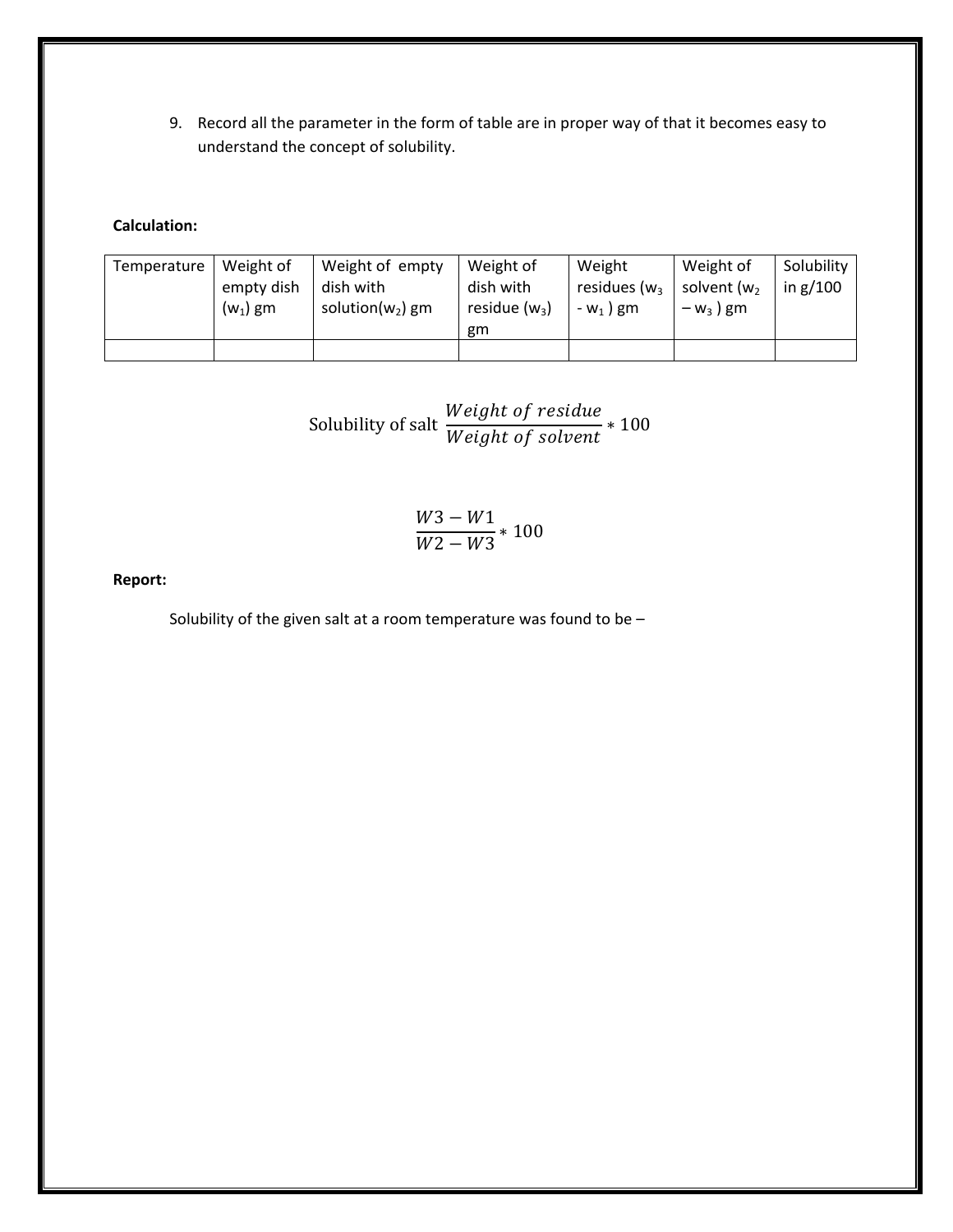9. Record all the parameter in the form of table are in proper way of that it becomes easy to understand the concept of solubility.

**Calculation:**

| Temperature | Weight of empty dish ($w_1$) gm | Weight of empty dish with solution($w_2$) gm | Weight of dish with residue ($w_3$) gm | Weight residues ($w_3$ - $w_1$ ) gm | Weight of solvent ($w_2$ – $w_3$ ) gm | Solubility in g/100 |
|---|---|---|---|---|---|---|
| | | | | | | |

$$\text{Solubility of salt } \frac{Weight\ of\ residue}{Weight\ of\ solvent} * 100$$

$$\frac{W3 - W1}{W2 - W3} * 100$$

**Report:**

Solubility of the given salt at a room temperature was found to be –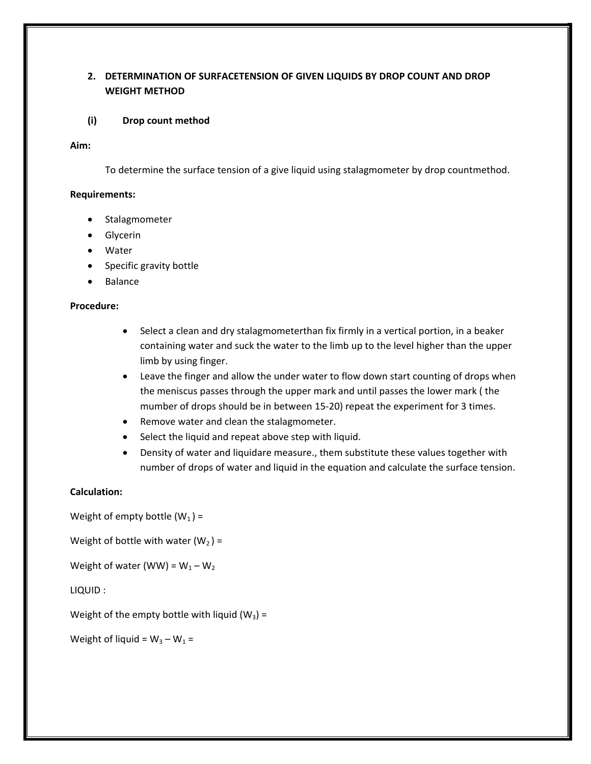## 2. DETERMINATION OF SURFACETENSION OF GIVEN LIQUIDS BY DROP COUNT AND DROP WEIGHT METHOD

### (i) Drop count method

**Aim:**

To determine the surface tension of a give liquid using stalagmometer by drop countmethod.

**Requirements:**

- Stalagmometer
- Glycerin
- Water
- Specific gravity bottle
- Balance

**Procedure:**

- Select a clean and dry stalagmometerthan fix firmly in a vertical portion, in a beaker containing water and suck the water to the limb up to the level higher than the upper limb by using finger.
- Leave the finger and allow the under water to flow down start counting of drops when the meniscus passes through the upper mark and until passes the lower mark ( the mumber of drops should be in between 15-20) repeat the experiment for 3 times.
- Remove water and clean the stalagmometer.
- Select the liquid and repeat above step with liquid.
- Density of water and liquidare measure., them substitute these values together with number of drops of water and liquid in the equation and calculate the surface tension.

**Calculation:**

Weight of empty bottle ($W_1$) =

Weight of bottle with water ($W_2$) =

Weight of water (WW) = $W_1 – W_2$

LIQUID :

Weight of the empty bottle with liquid ($W_3$) =

Weight of liquid = $W_3 – W_1$ =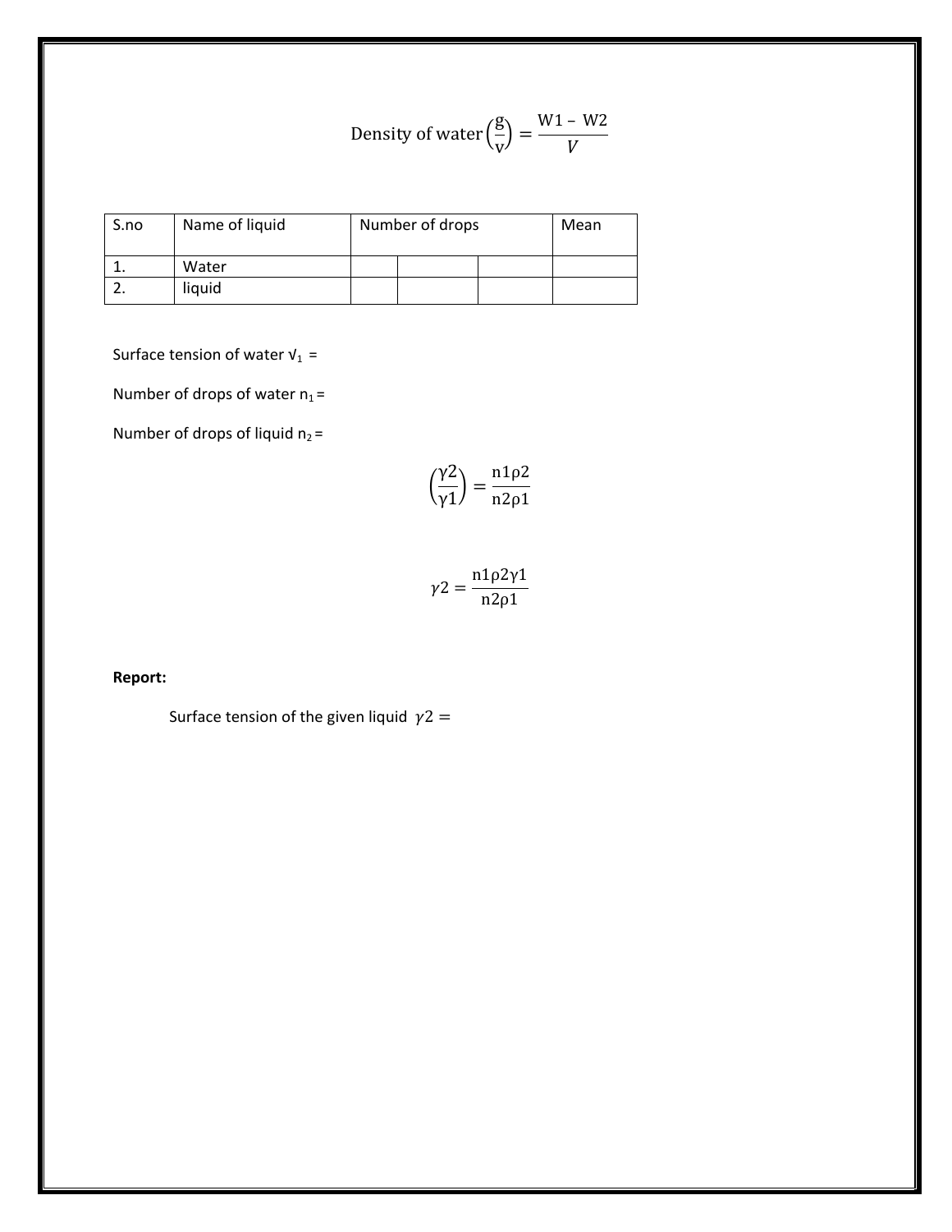$$\text{Density of water}\left(\frac{\text{g}}{\text{v}}\right) = \frac{\text{W1} - \text{W2}}{V}$$

| S.no | Name of liquid | Number of drops | | | Mean |
|---|---|---|---|---|---|
| 1. | Water | | | | |
| 2. | liquid | | | | |

Surface tension of water $\gamma_1$ =

Number of drops of water $n_1$ =

Number of drops of liquid $n_2$ =

$$\left(\frac{\gamma 2}{\gamma 1}\right) = \frac{\text{n}1\rho 2}{\text{n}2\rho 1}$$

$$\gamma 2 = \frac{\text{n}1\rho 2\gamma 1}{\text{n}2\rho 1}$$

**Report:**

Surface tension of the given liquid $\gamma 2 =$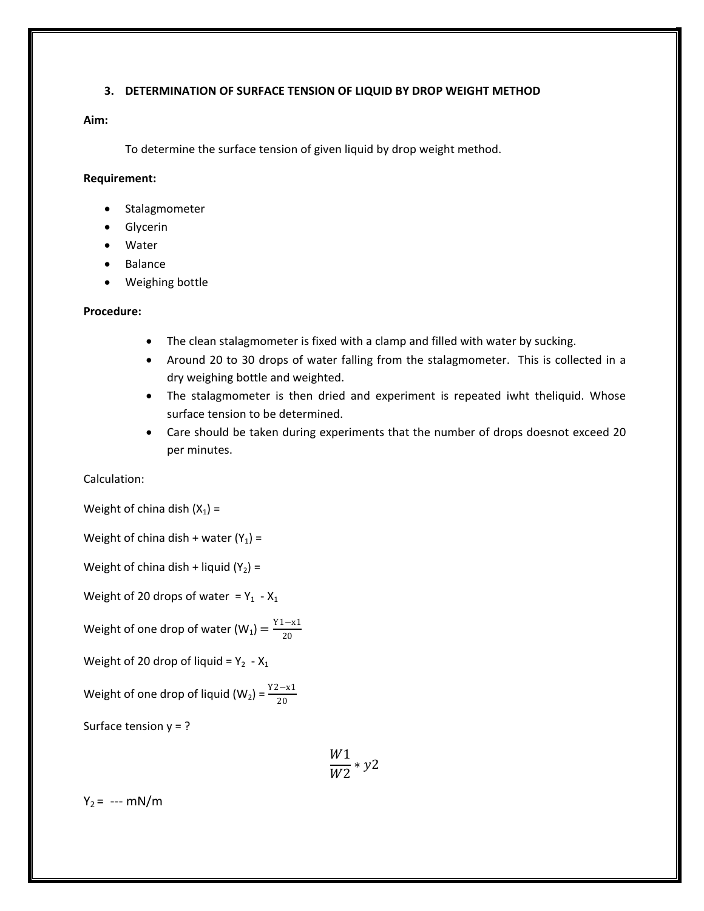### 3. DETERMINATION OF SURFACE TENSION OF LIQUID BY DROP WEIGHT METHOD

**Aim:**

To determine the surface tension of given liquid by drop weight method.

**Requirement:**

- Stalagmometer
- Glycerin
- Water
- Balance
- Weighing bottle

**Procedure:**

- The clean stalagmometer is fixed with a clamp and filled with water by sucking.
- Around 20 to 30 drops of water falling from the stalagmometer. This is collected in a dry weighing bottle and weighted.
- The stalagmometer is then dried and experiment is repeated iwht theliquid. Whose surface tension to be determined.
- Care should be taken during experiments that the number of drops doesnot exceed 20 per minutes.

Calculation:

Weight of china dish ($X_1$) =

Weight of china dish + water ($Y_1$) =

Weight of china dish + liquid ($Y_2$) =

Weight of 20 drops of water = $Y_1$ - $X_1$

Weight of one drop of water ($W_1$) $= \frac{Y1-x1}{20}$

Weight of 20 drop of liquid = $Y_2$ - $X_1$

Weight of one drop of liquid ($W_2$) = $\frac{Y2-x1}{20}$

Surface tension y = ?

$$\frac{W1}{W2} * y2$$

$Y_2$ = --- mN/m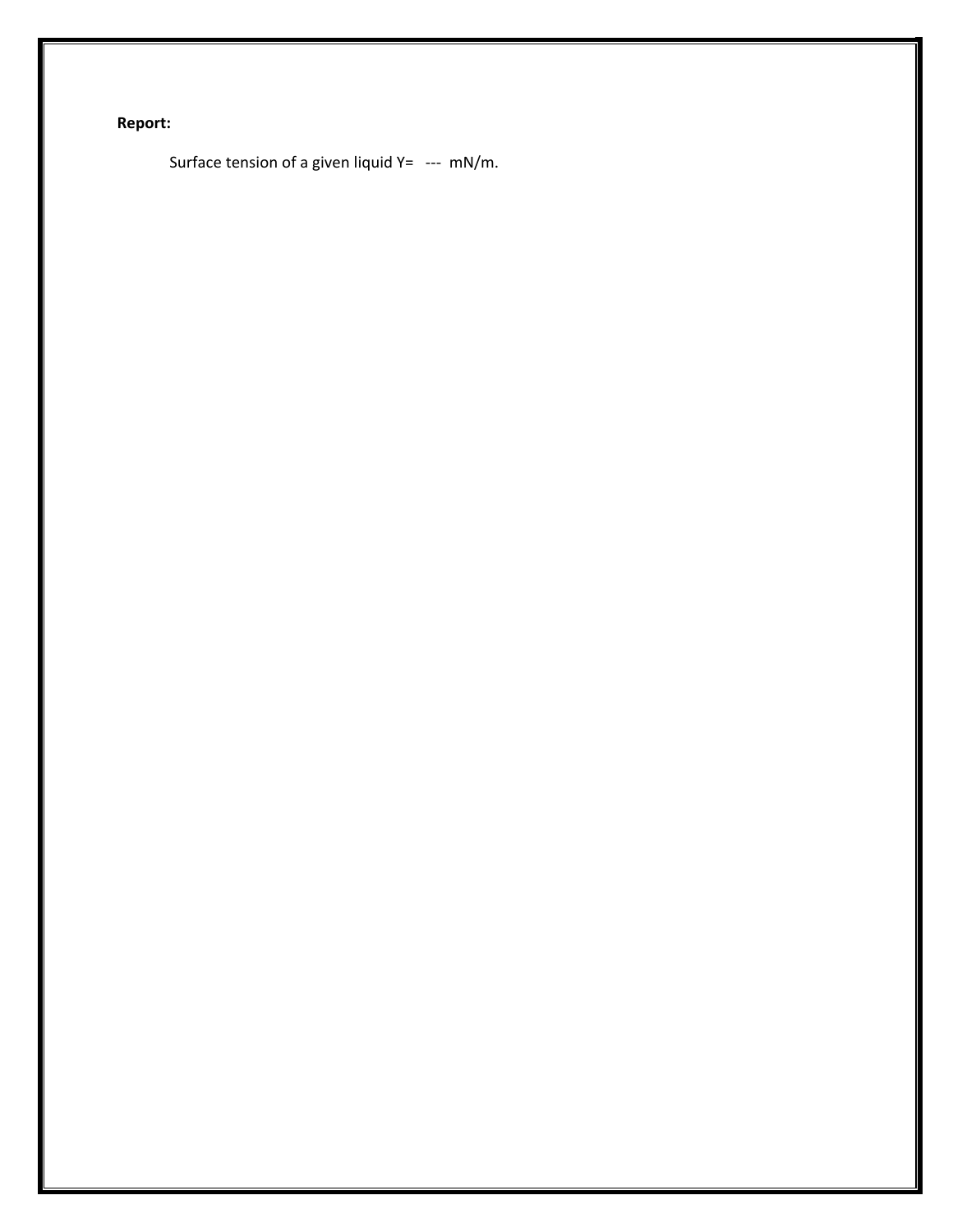**Report:**

Surface tension of a given liquid Y= --- mN/m.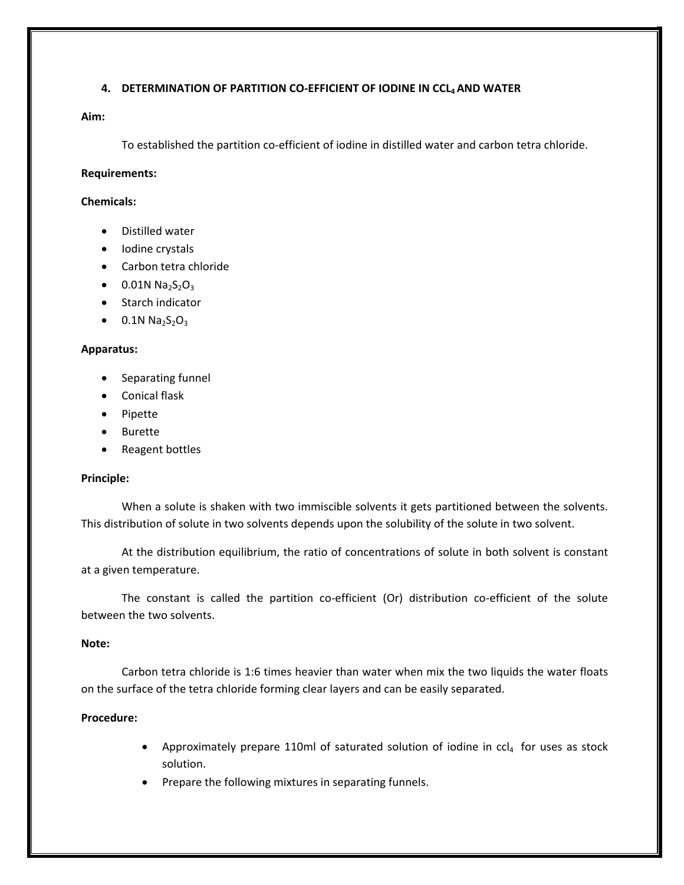## 4. DETERMINATION OF PARTITION CO-EFFICIENT OF IODINE IN $CCL_4$ AND WATER

**Aim:**

To established the partition co-efficient of iodine in distilled water and carbon tetra chloride.

**Requirements:**

**Chemicals:**

- Distilled water
- Iodine crystals
- Carbon tetra chloride
- 0.01N $Na_2S_2O_3$
- Starch indicator
- 0.1N $Na_2S_2O_3$

**Apparatus:**

- Separating funnel
- Conical flask
- Pipette
- Burette
- Reagent bottles

**Principle:**

When a solute is shaken with two immiscible solvents it gets partitioned between the solvents. This distribution of solute in two solvents depends upon the solubility of the solute in two solvent.

At the distribution equilibrium, the ratio of concentrations of solute in both solvent is constant at a given temperature.

The constant is called the partition co-efficient (Or) distribution co-efficient of the solute between the two solvents.

**Note:**

Carbon tetra chloride is 1:6 times heavier than water when mix the two liquids the water floats on the surface of the tetra chloride forming clear layers and can be easily separated.

**Procedure:**

- Approximately prepare 110ml of saturated solution of iodine in $ccl_4$ for uses as stock solution.
- Prepare the following mixtures in separating funnels.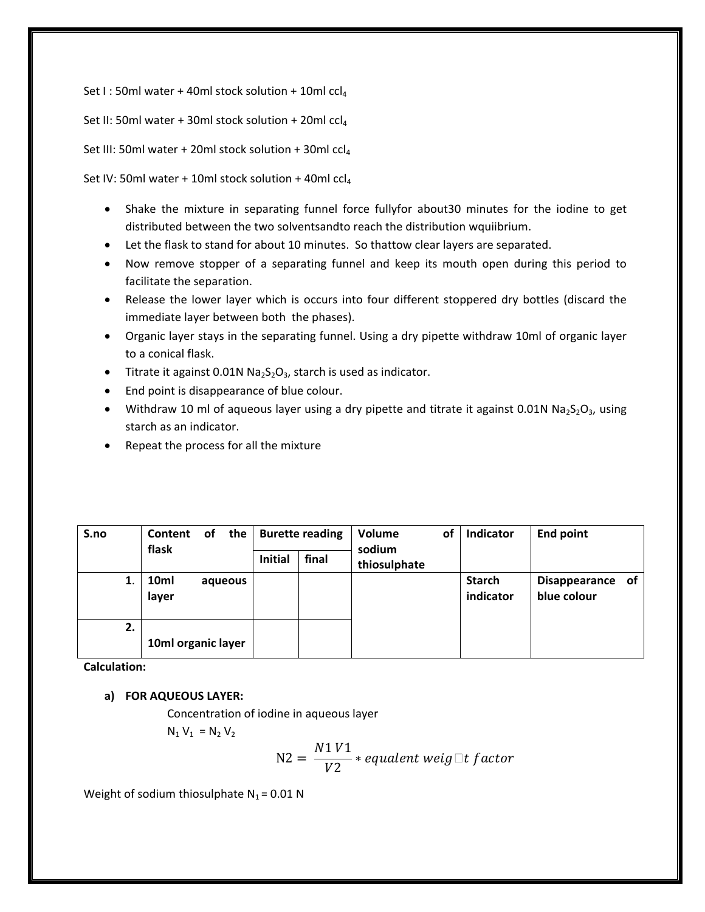Set I : 50ml water + 40ml stock solution + 10ml $ccl_4$

Set II: 50ml water + 30ml stock solution + 20ml $ccl_4$

Set III: 50ml water + 20ml stock solution + 30ml $ccl_4$

Set IV: 50ml water + 10ml stock solution + 40ml $ccl_4$

- Shake the mixture in separating funnel force fullyfor about30 minutes for the iodine to get distributed between the two solventsandto reach the distribution wquiibrium.
- Let the flask to stand for about 10 minutes. So thattow clear layers are separated.
- Now remove stopper of a separating funnel and keep its mouth open during this period to facilitate the separation.
- Release the lower layer which is occurs into four different stoppered dry bottles (discard the immediate layer between both the phases).
- Organic layer stays in the separating funnel. Using a dry pipette withdraw 10ml of organic layer to a conical flask.
- Titrate it against 0.01N $Na_2S_2O_3$, starch is used as indicator.
- End point is disappearance of blue colour.
- Withdraw 10 ml of aqueous layer using a dry pipette and titrate it against 0.01N $Na_2S_2O_3$, using starch as an indicator.
- Repeat the process for all the mixture

| S.no | Content of the flask | Burette reading | | Volume of sodium thiosulphate | Indicator | End point |
|---|---|---|---|---|---|---|
| | | Initial | final | | | |
| 1. | 10ml aqueous layer | | | | Starch indicator | Disappearance of blue colour |
| 2. | 10ml organic layer | | | | | |

**Calculation:**

**a) FOR AQUEOUS LAYER:**

Concentration of iodine in aqueous layer

$N_1 V_1 = N_2 V_2$

$$N2 = \frac{N1\,V1}{V2} * equalent\ weight\ factor$$

Weight of sodium thiosulphate $N_1$ = 0.01 N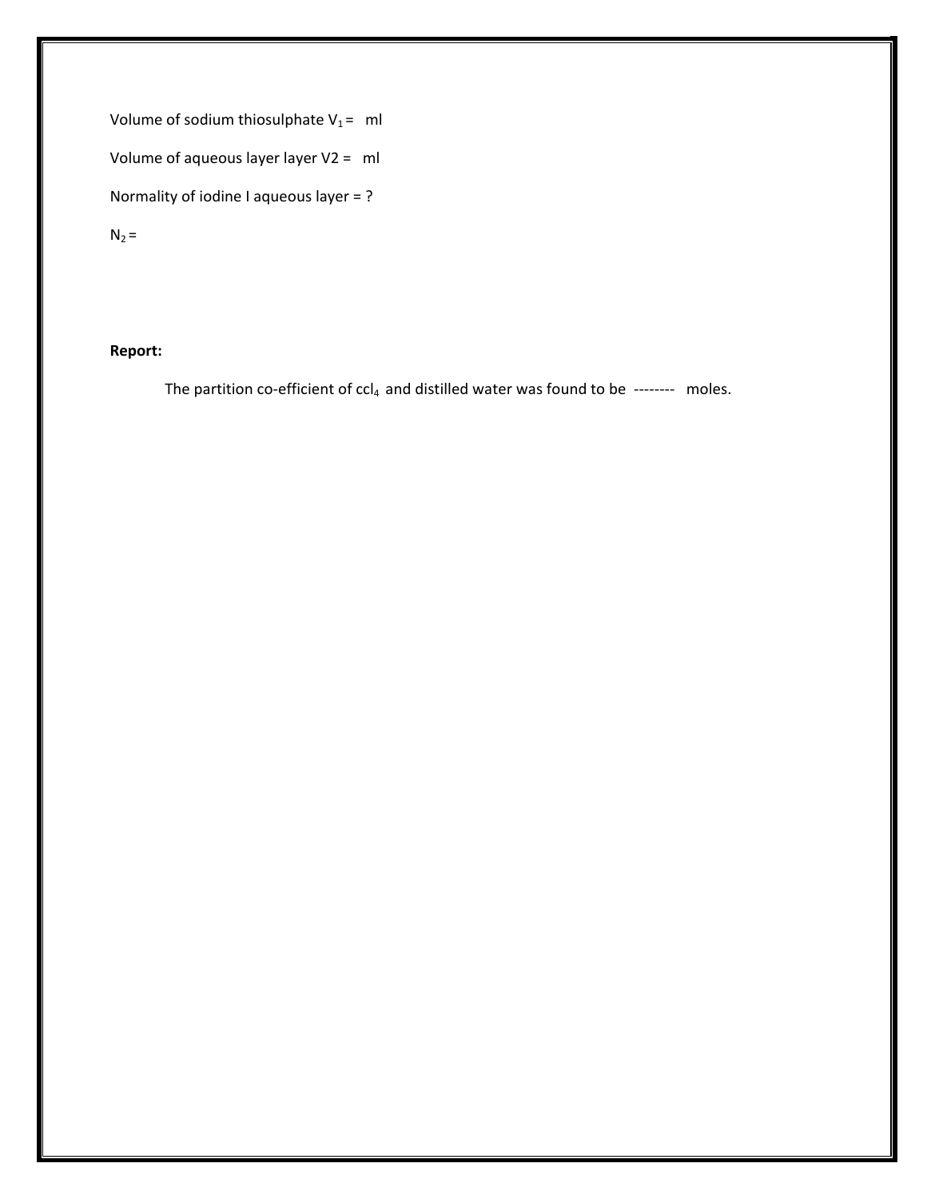Volume of sodium thiosulphate $V_1$ = ml

Volume of aqueous layer layer V2 = ml

Normality of iodine I aqueous layer = ?

$N_2$ =

**Report:**

The partition co-efficient of $ccl_4$ and distilled water was found to be -------- moles.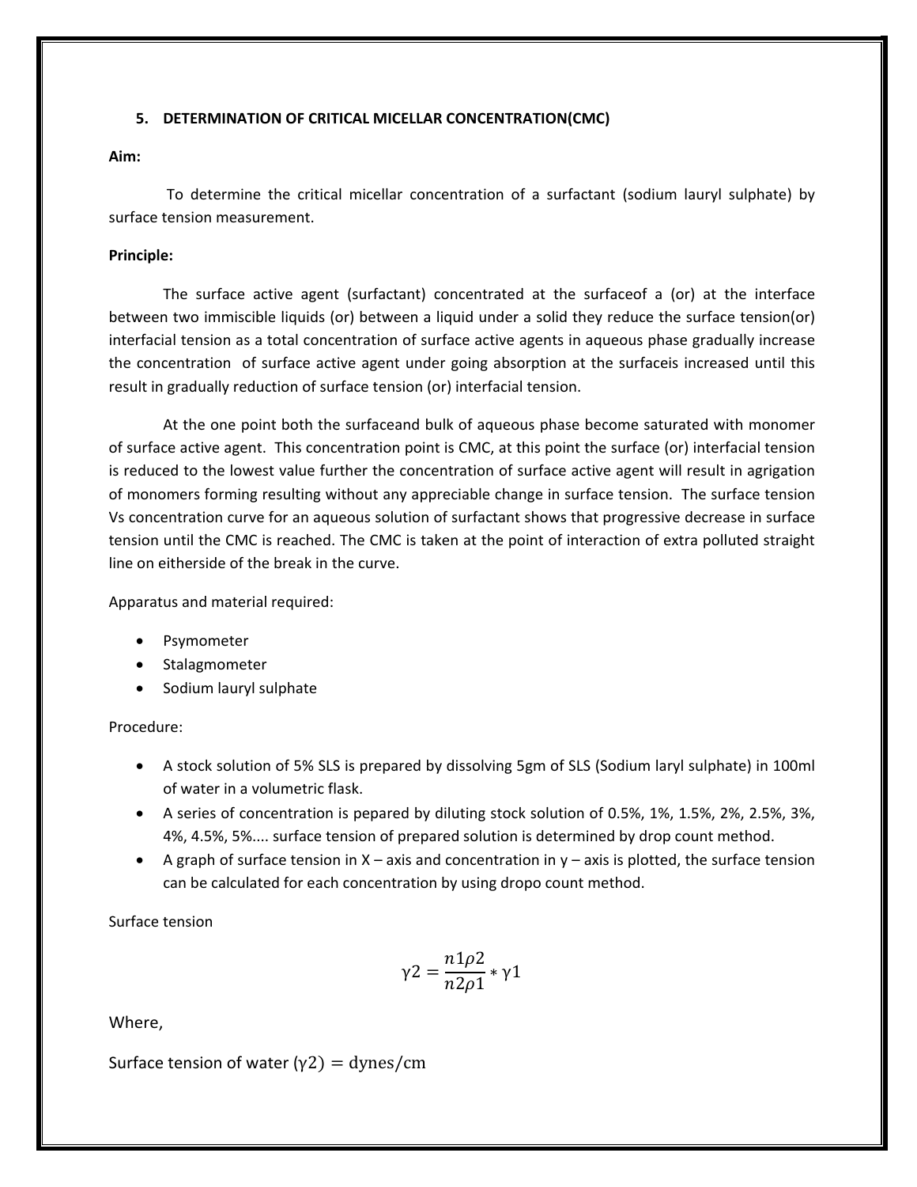## 5. DETERMINATION OF CRITICAL MICELLAR CONCENTRATION(CMC)

**Aim:**

To determine the critical micellar concentration of a surfactant (sodium lauryl sulphate) by surface tension measurement.

**Principle:**

The surface active agent (surfactant) concentrated at the surfaceof a (or) at the interface between two immiscible liquids (or) between a liquid under a solid they reduce the surface tension(or) interfacial tension as a total concentration of surface active agents in aqueous phase gradually increase the concentration of surface active agent under going absorption at the surfaceis increased until this result in gradually reduction of surface tension (or) interfacial tension.

At the one point both the surfaceand bulk of aqueous phase become saturated with monomer of surface active agent. This concentration point is CMC, at this point the surface (or) interfacial tension is reduced to the lowest value further the concentration of surface active agent will result in agrigation of monomers forming resulting without any appreciable change in surface tension. The surface tension Vs concentration curve for an aqueous solution of surfactant shows that progressive decrease in surface tension until the CMC is reached. The CMC is taken at the point of interaction of extra polluted straight line on eitherside of the break in the curve.

Apparatus and material required:

- Psymometer
- Stalagmometer
- Sodium lauryl sulphate

Procedure:

- A stock solution of 5% SLS is prepared by dissolving 5gm of SLS (Sodium laryl sulphate) in 100ml of water in a volumetric flask.
- A series of concentration is pepared by diluting stock solution of 0.5%, 1%, 1.5%, 2%, 2.5%, 3%, 4%, 4.5%, 5%.... surface tension of prepared solution is determined by drop count method.
- A graph of surface tension in X – axis and concentration in y – axis is plotted, the surface tension can be calculated for each concentration by using dropo count method.

Surface tension

$$\gamma 2 = \frac{n1\rho 2}{n2\rho 1} * \gamma 1$$

Where,

Surface tension of water $(\gamma 2) = \text{dynes/cm}$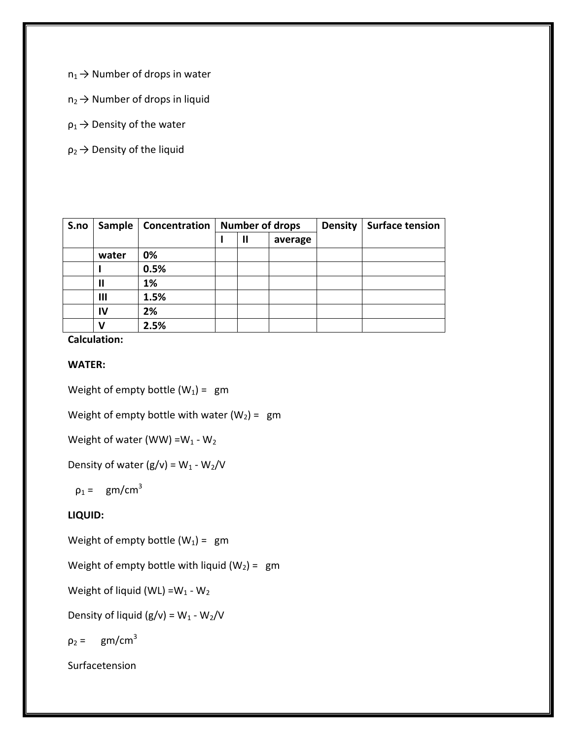$n_1 \rightarrow$ Number of drops in water

$n_2 \rightarrow$ Number of drops in liquid

$\rho_1 \rightarrow$ Density of the water

$\rho_2 \rightarrow$ Density of the liquid

| S.no | Sample | Concentration | Number of drops | | | Density | Surface tension |
|---|---|---|---|---|---|---|---|
| | | | I | II | average | | |
| | **water** | **0%** | | | | | |
| | **I** | **0.5%** | | | | | |
| | **II** | **1%** | | | | | |
| | **III** | **1.5%** | | | | | |
| | **IV** | **2%** | | | | | |
| | **V** | **2.5%** | | | | | |

**Calculation:**

**WATER:**

Weight of empty bottle ($W_1$) = gm

Weight of empty bottle with water ($W_2$) = gm

Weight of water (WW) $= W_1 - W_2$

Density of water (g/v) $= W_1 - W_2/V$

$\rho_1 =$ gm/cm$^3$

**LIQUID:**

Weight of empty bottle ($W_1$) = gm

Weight of empty bottle with liquid ($W_2$) = gm

Weight of liquid (WL) $= W_1 - W_2$

Density of liquid (g/v) $= W_1 - W_2/V$

$\rho_2 =$ gm/cm$^3$

Surfacetension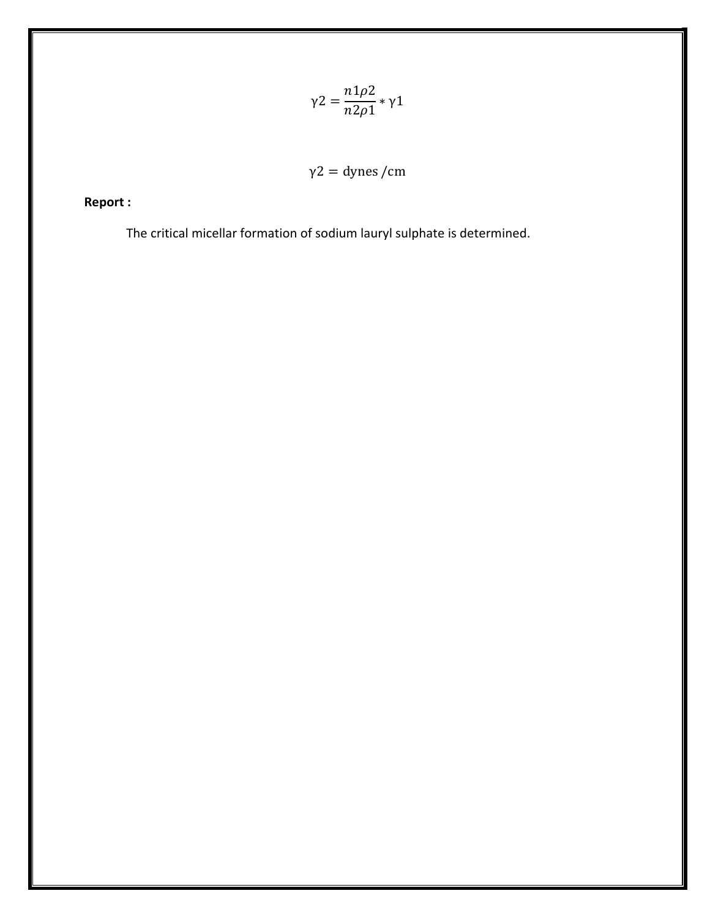$$\gamma 2 = \frac{n1\rho 2}{n2\rho 1} * \gamma 1$$

$$\gamma 2 = \text{dynes}/\text{cm}$$

**Report :**

The critical micellar formation of sodium lauryl sulphate is determined.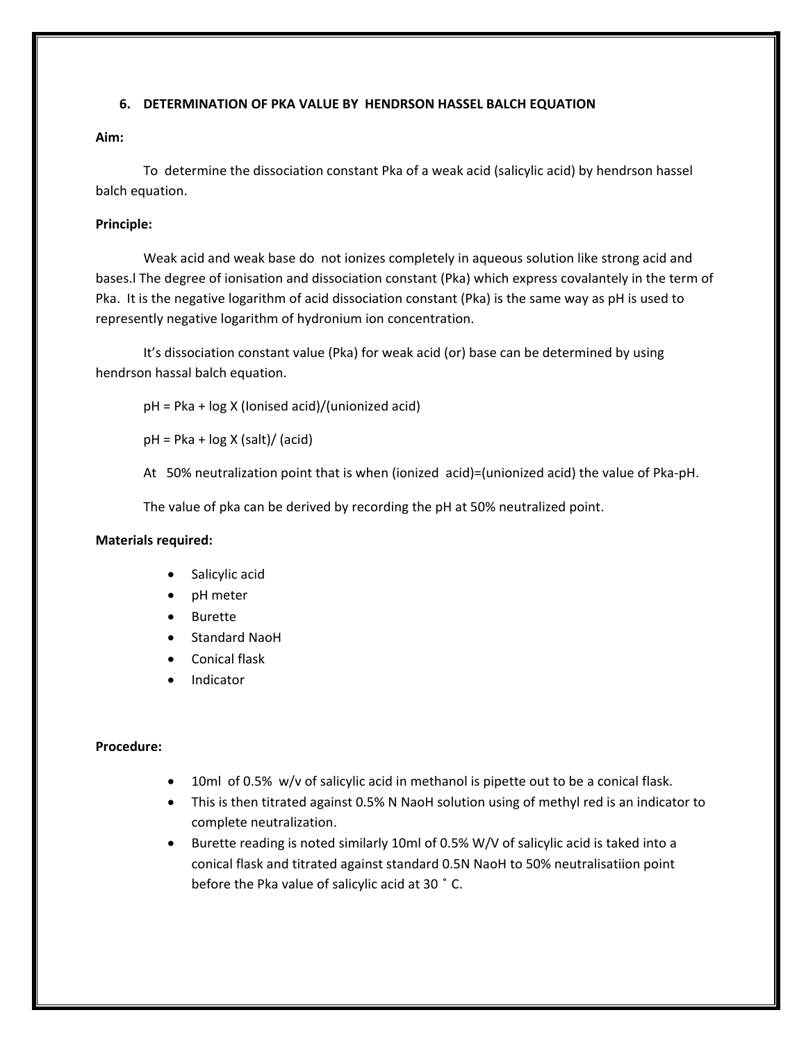### 6. DETERMINATION OF PKA VALUE BY HENDRSON HASSEL BALCH EQUATION

**Aim:**

To determine the dissociation constant Pka of a weak acid (salicylic acid) by hendrson hassel balch equation.

**Principle:**

Weak acid and weak base do not ionizes completely in aqueous solution like strong acid and bases.l The degree of ionisation and dissociation constant (Pka) which express covalantely in the term of Pka. It is the negative logarithm of acid dissociation constant (Pka) is the same way as pH is used to representl negative logarithm of hydronium ion concentration.

It's dissociation constant value (Pka) for weak acid (or) base can be determined by using hendrson hassal balch equation.

pH = Pka + log X (Ionised acid)/(unionized acid)

pH = Pka + log X (salt)/ (acid)

At 50% neutralization point that is when (ionized acid)=(unionized acid) the value of Pka-pH.

The value of pka can be derived by recording the pH at 50% neutralized point.

**Materials required:**

- Salicylic acid
- pH meter
- Burette
- Standard NaoH
- Conical flask
- Indicator

**Procedure:**

- 10ml of 0.5% w/v of salicylic acid in methanol is pipette out to be a conical flask.
- This is then titrated against 0.5% N NaoH solution using of methyl red is an indicator to complete neutralization.
- Burette reading is noted similarly 10ml of 0.5% W/V of salicylic acid is taked into a conical flask and titrated against standard 0.5N NaoH to 50% neutralisatiion point before the Pka value of salicylic acid at 30 ˚ C.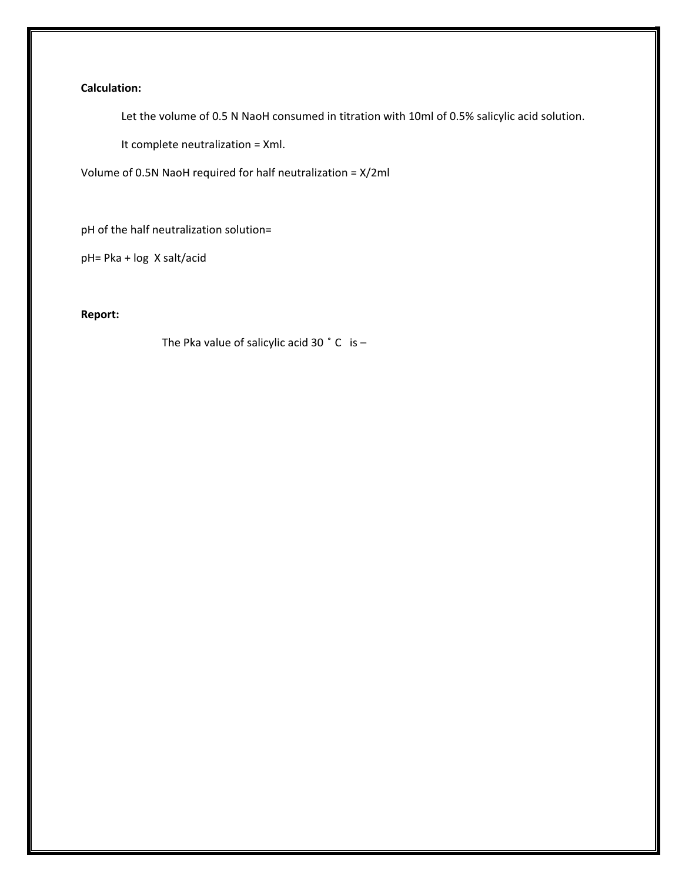**Calculation:**

Let the volume of 0.5 N NaoH consumed in titration with 10ml of 0.5% salicylic acid solution.

It complete neutralization = Xml.

Volume of 0.5N NaoH required for half neutralization = X/2ml

pH of the half neutralization solution=

pH= Pka + log X salt/acid

**Report:**

The Pka value of salicylic acid 30 ˚ C is –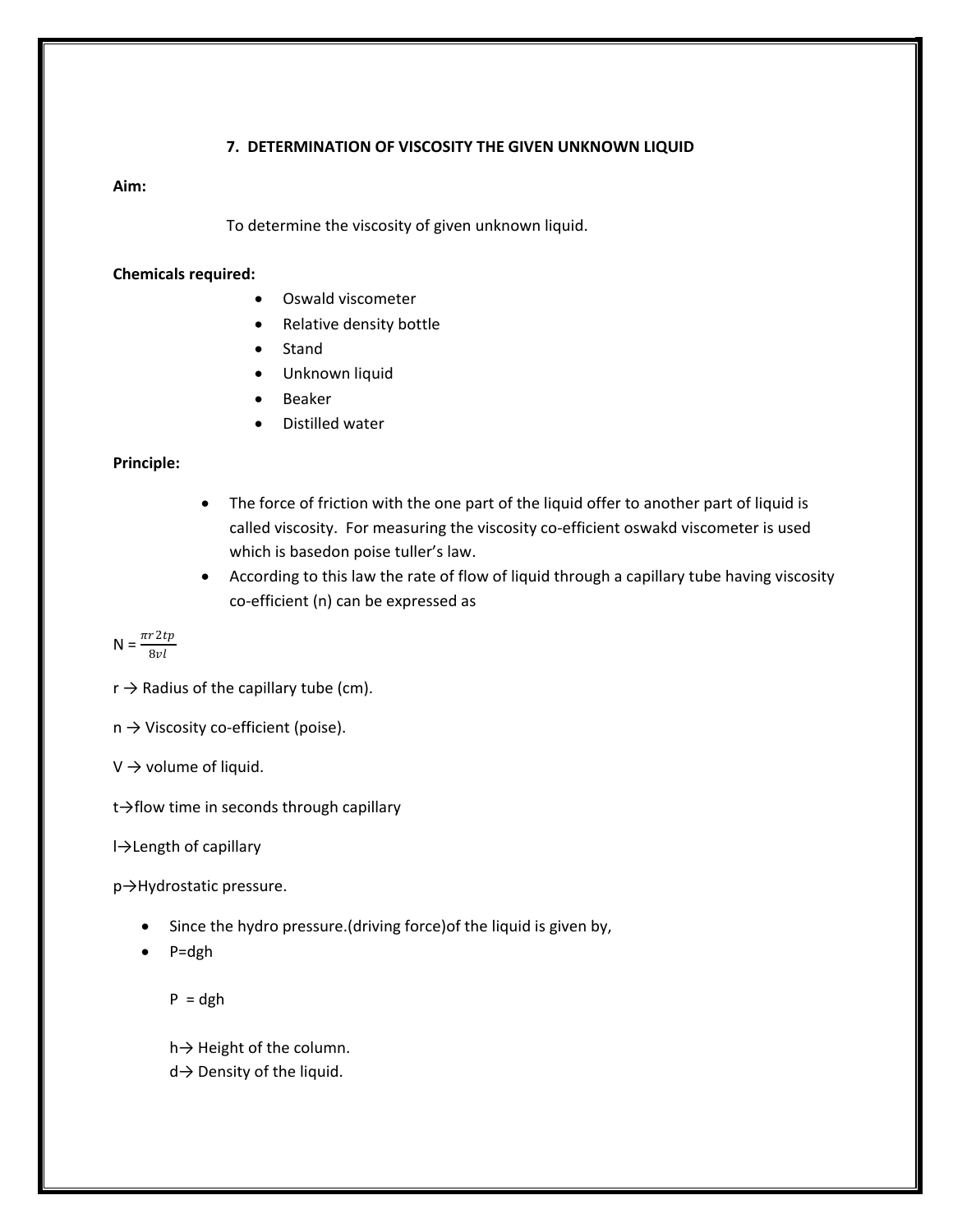**7. DETERMINATION OF VISCOSITY THE GIVEN UNKNOWN LIQUID**

**Aim:**

To determine the viscosity of given unknown liquid.

**Chemicals required:**

- Oswald viscometer
- Relative density bottle
- Stand
- Unknown liquid
- Beaker
- Distilled water

**Principle:**

- The force of friction with the one part of the liquid offer to another part of liquid is called viscosity. For measuring the viscosity co-efficient oswakd viscometer is used which is basedon poise tuller's law.
- According to this law the rate of flow of liquid through a capillary tube having viscosity co-efficient (n) can be expressed as

$N = \frac{\pi r 2 t p}{8 v l}$

r → Radius of the capillary tube (cm).

n → Viscosity co-efficient (poise).

V → volume of liquid.

t→flow time in seconds through capillary

l→Length of capillary

p→Hydrostatic pressure.

- Since the hydro pressure.(driving force)of the liquid is given by,
- P=dgh

  P = dgh

  h→ Height of the column.
  d→ Density of the liquid.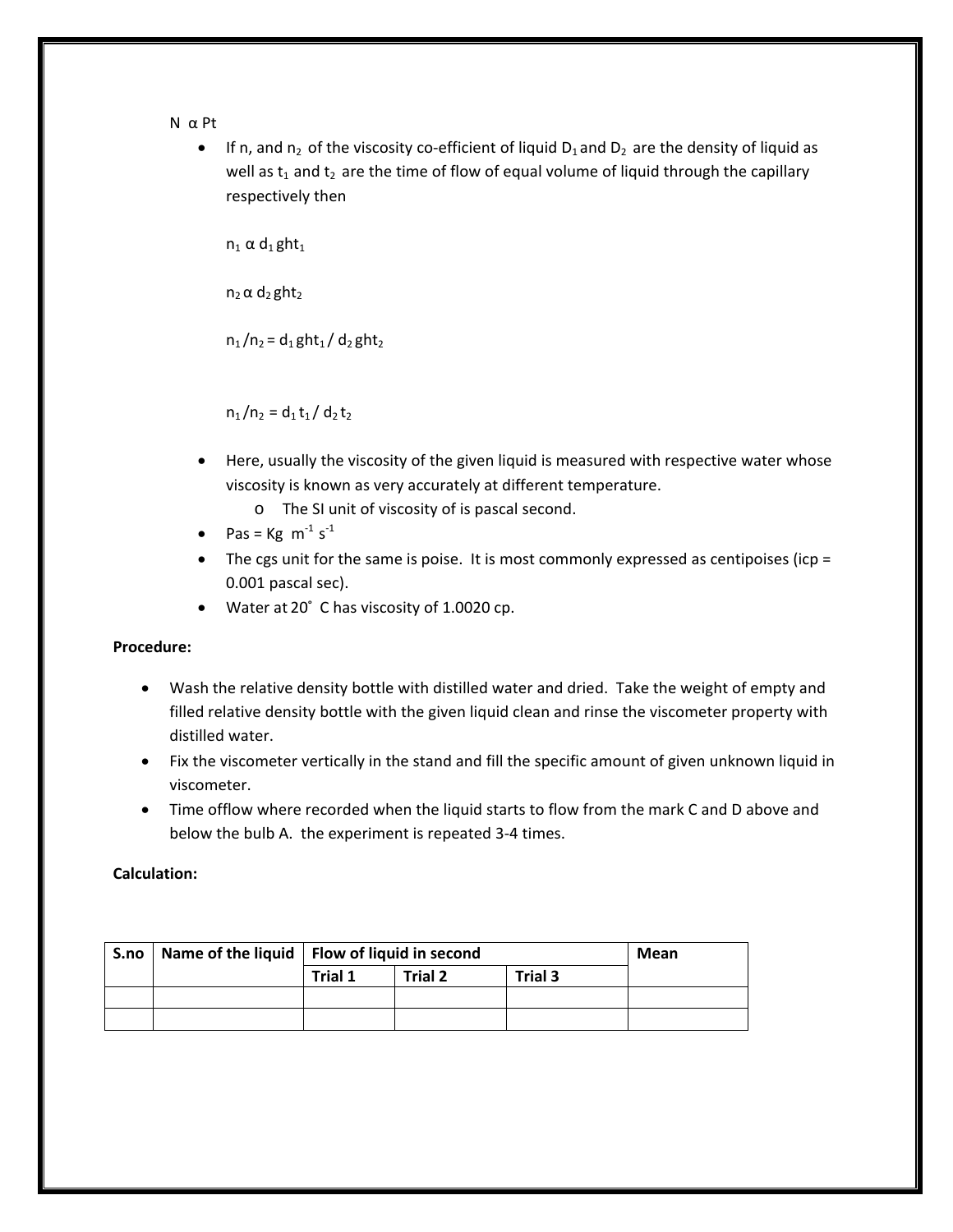$N \alpha Pt$

- If n, and $n_2$ of the viscosity co-efficient of liquid $D_1$ and $D_2$ are the density of liquid as well as $t_1$ and $t_2$ are the time of flow of equal volume of liquid through the capillary respectively then

  $n_1 \alpha d_1 ght_1$

  $n_2 \alpha d_2 ght_2$

  $n_1 / n_2 = d_1 ght_1 / d_2 ght_2$

  $n_1 / n_2 = d_1 t_1 / d_2 t_2$

- Here, usually the viscosity of the given liquid is measured with respective water whose viscosity is known as very accurately at different temperature.
  - The SI unit of viscosity of is pascal second.
- Pas = Kg $m^{-1} s^{-1}$
- The cgs unit for the same is poise. It is most commonly expressed as centipoises (icp = 0.001 pascal sec).
- Water at 20° C has viscosity of 1.0020 cp.

**Procedure:**

- Wash the relative density bottle with distilled water and dried. Take the weight of empty and filled relative density bottle with the given liquid clean and rinse the viscometer property with distilled water.
- Fix the viscometer vertically in the stand and fill the specific amount of given unknown liquid in viscometer.
- Time offlow where recorded when the liquid starts to flow from the mark C and D above and below the bulb A. the experiment is repeated 3-4 times.

**Calculation:**

| S.no | Name of the liquid | Flow of liquid in second | | | Mean |
|---|---|---|---|---|---|
| | | Trial 1 | Trial 2 | Trial 3 | |
| | | | | | |
| | | | | | |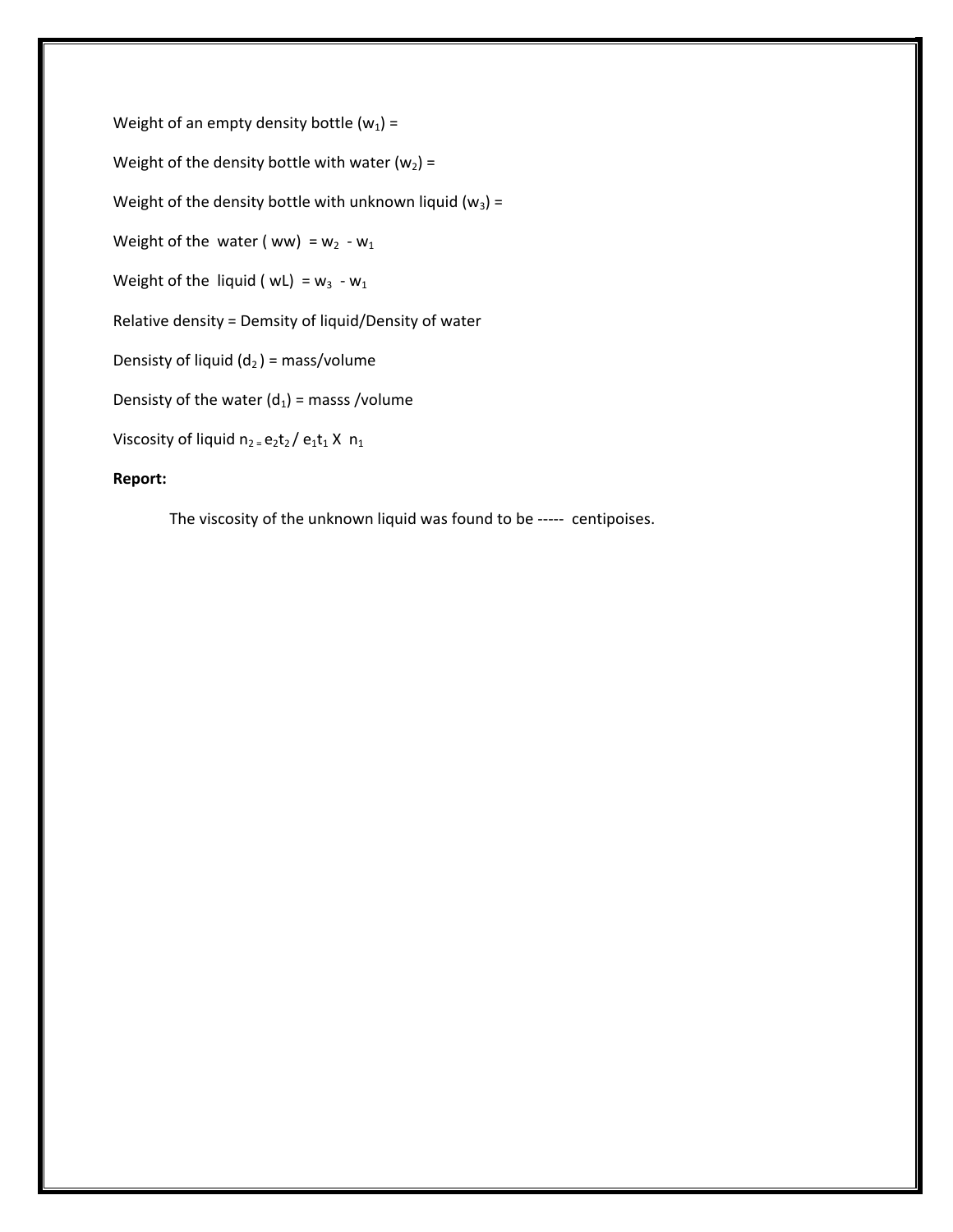Weight of an empty density bottle ($w_1$) =

Weight of the density bottle with water ($w_2$) =

Weight of the density bottle with unknown liquid ($w_3$) =

Weight of the water ( ww) = $w_2$ - $w_1$

Weight of the liquid ( wL) = $w_3$ - $w_1$

Relative density = Demsity of liquid/Density of water

Densisty of liquid ($d_2$ ) = mass/volume

Densisty of the water ($d_1$) = masss /volume

Viscosity of liquid $n_2 = e_2 t_2 / e_1 t_1 \times n_1$

**Report:**

The viscosity of the unknown liquid was found to be ----- centipoises.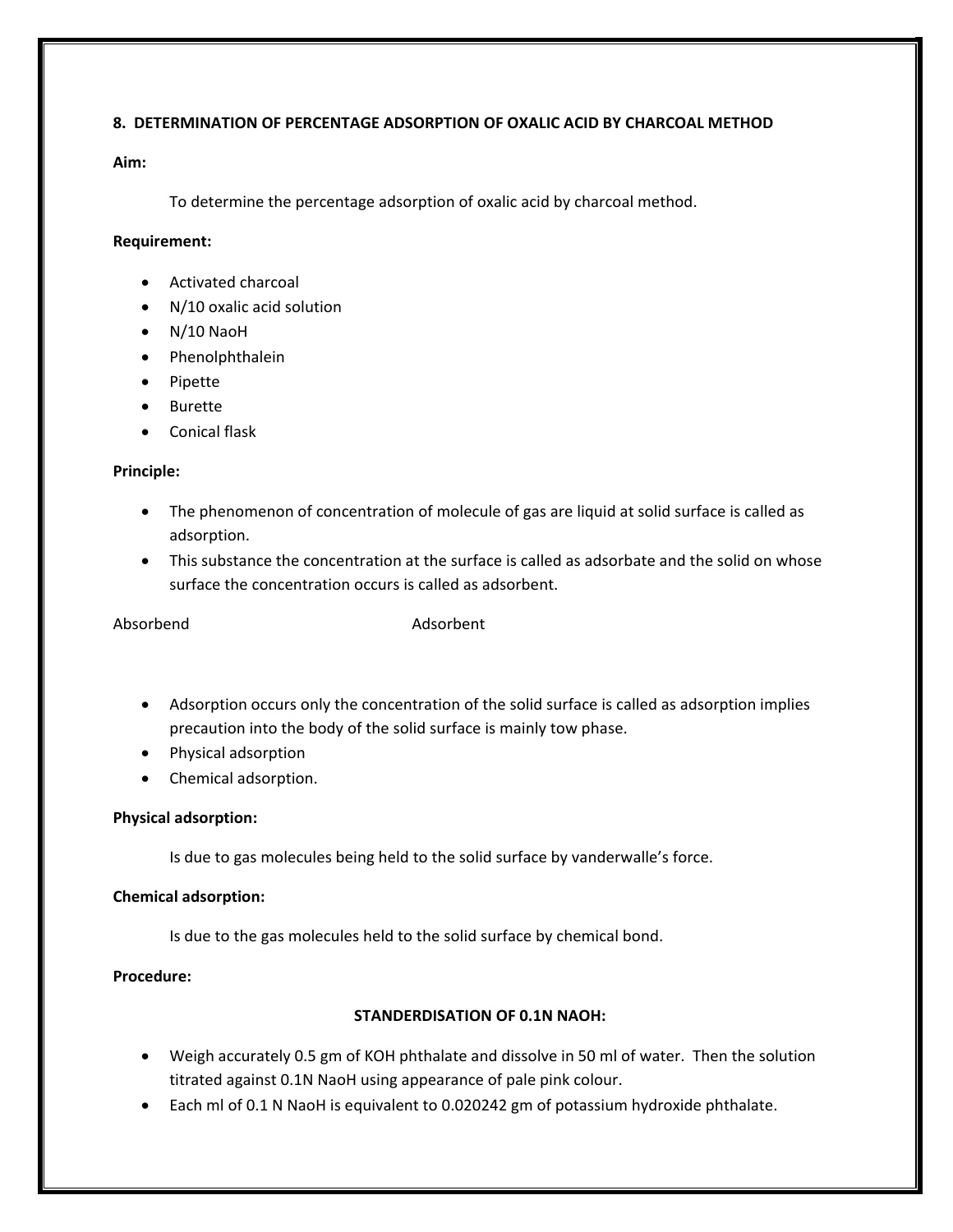**8. DETERMINATION OF PERCENTAGE ADSORPTION OF OXALIC ACID BY CHARCOAL METHOD**

**Aim:**

To determine the percentage adsorption of oxalic acid by charcoal method.

**Requirement:**

- Activated charcoal
- N/10 oxalic acid solution
- N/10 NaoH
- Phenolphthalein
- Pipette
- Burette
- Conical flask

**Principle:**

- The phenomenon of concentration of molecule of gas are liquid at solid surface is called as adsorption.
- This substance the concentration at the surface is called as adsorbate and the solid on whose surface the concentration occurs is called as adsorbent.

Absorbend Adsorbent

- Adsorption occurs only the concentration of the solid surface is called as adsorption implies precaution into the body of the solid surface is mainly tow phase.
- Physical adsorption
- Chemical adsorption.

**Physical adsorption:**

Is due to gas molecules being held to the solid surface by vanderwalle's force.

**Chemical adsorption:**

Is due to the gas molecules held to the solid surface by chemical bond.

**Procedure:**

**STANDERDISATION OF 0.1N NAOH:**

- Weigh accurately 0.5 gm of KOH phthalate and dissolve in 50 ml of water. Then the solution titrated against 0.1N NaoH using appearance of pale pink colour.
- Each ml of 0.1 N NaoH is equivalent to 0.020242 gm of potassium hydroxide phthalate.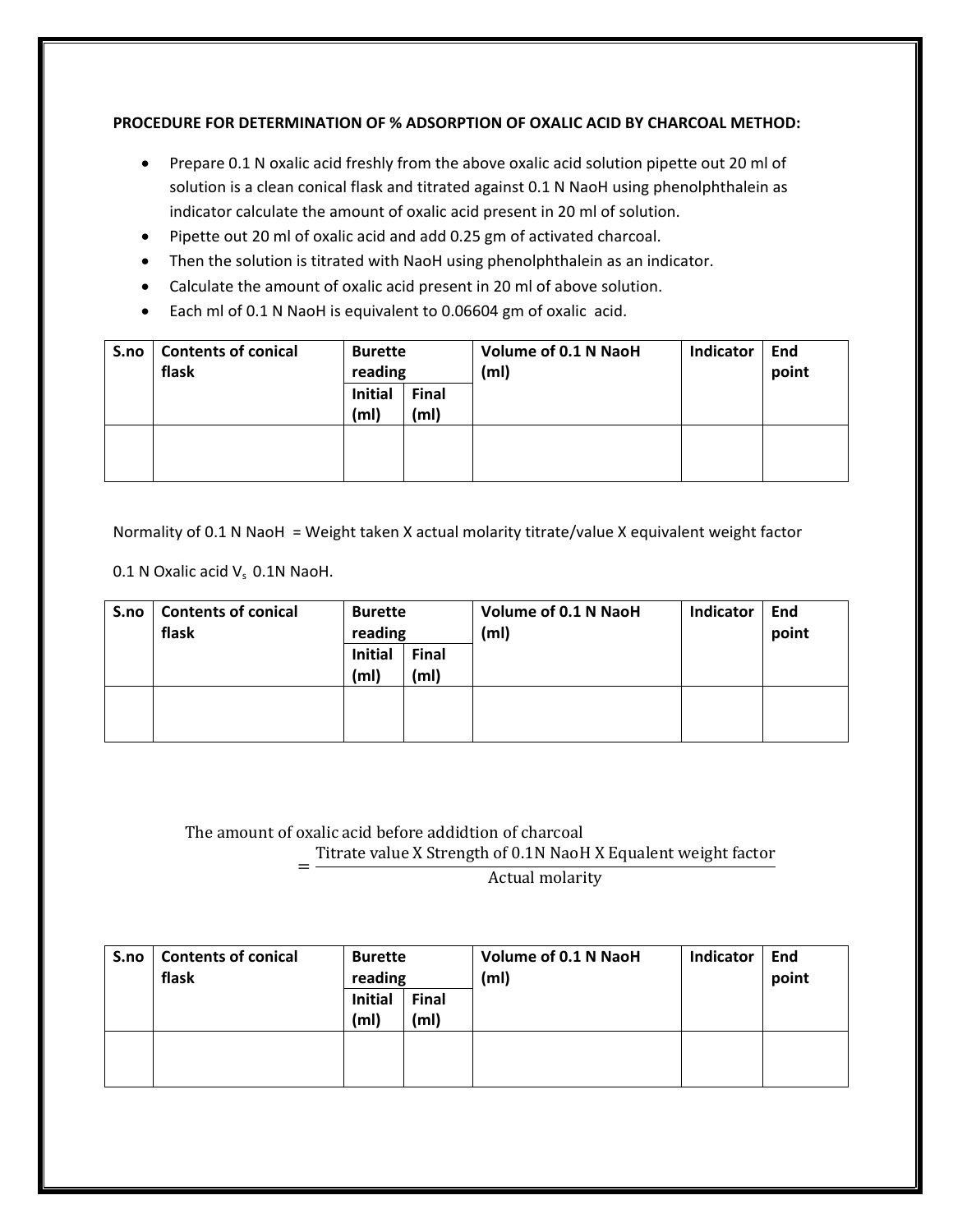**PROCEDURE FOR DETERMINATION OF % ADSORPTION OF OXALIC ACID BY CHARCOAL METHOD:**

- Prepare 0.1 N oxalic acid freshly from the above oxalic acid solution pipette out 20 ml of solution is a clean conical flask and titrated against 0.1 N NaoH using phenolphthalein as indicator calculate the amount of oxalic acid present in 20 ml of solution.
- Pipette out 20 ml of oxalic acid and add 0.25 gm of activated charcoal.
- Then the solution is titrated with NaoH using phenolphthalein as an indicator.
- Calculate the amount of oxalic acid present in 20 ml of above solution.
- Each ml of 0.1 N NaoH is equivalent to 0.06604 gm of oxalic acid.

| S.no | Contents of conical flask | Burette reading | | Volume of 0.1 N NaoH (ml) | Indicator | End point |
|---|---|---|---|---|---|---|
| | | Initial (ml) | Final (ml) | | | |
| | | | | | | |

Normality of 0.1 N NaoH = Weight taken X actual molarity titrate/value X equivalent weight factor

0.1 N Oxalic acid $V_s$ 0.1N NaoH.

| S.no | Contents of conical flask | Burette reading | | Volume of 0.1 N NaoH (ml) | Indicator | End point |
|---|---|---|---|---|---|---|
| | | Initial (ml) | Final (ml) | | | |
| | | | | | | |

$$\text{The amount of oxalic acid before addidtion of charcoal} = \frac{\text{Titrate value X Strength of 0.1N NaoH X Equalent weight factor}}{\text{Actual molarity}}$$

| S.no | Contents of conical flask | Burette reading | | Volume of 0.1 N NaoH (ml) | Indicator | End point |
|---|---|---|---|---|---|---|
| | | Initial (ml) | Final (ml) | | | |
| | | | | | | |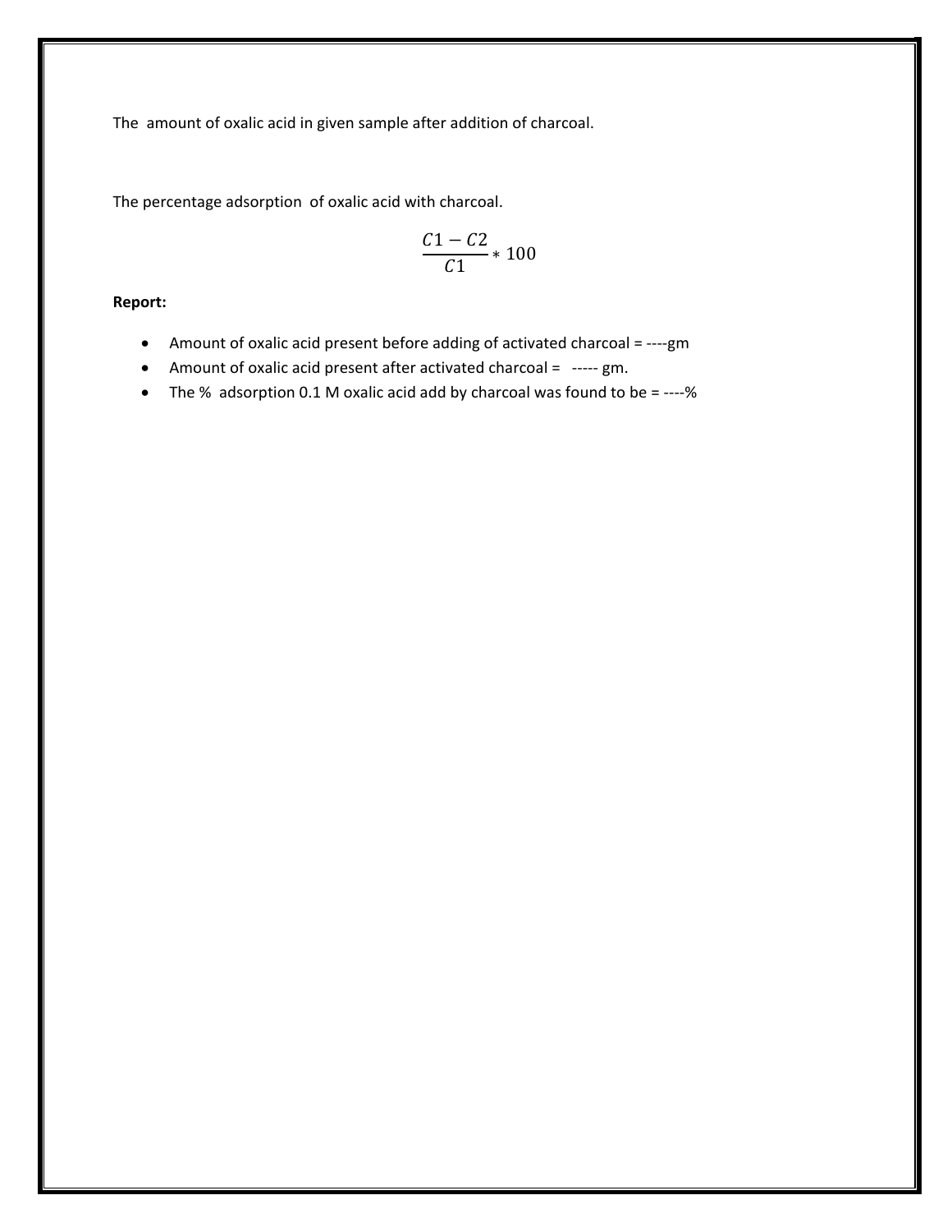The amount of oxalic acid in given sample after addition of charcoal.

The percentage adsorption of oxalic acid with charcoal.

$$\frac{C1 - C2}{C1} * 100$$

**Report:**

- Amount of oxalic acid present before adding of activated charcoal = ----gm
- Amount of oxalic acid present after activated charcoal = ----- gm.
- The % adsorption 0.1 M oxalic acid add by charcoal was found to be = ----%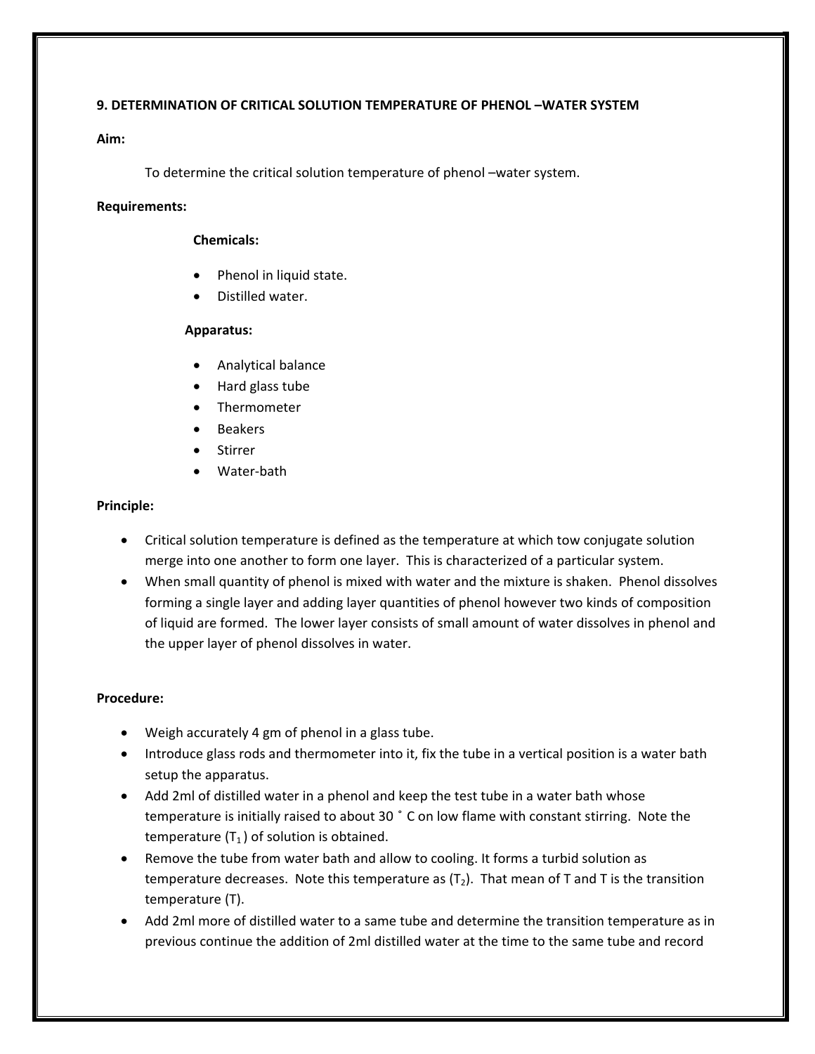**9. DETERMINATION OF CRITICAL SOLUTION TEMPERATURE OF PHENOL –WATER SYSTEM**

**Aim:**

To determine the critical solution temperature of phenol –water system.

**Requirements:**

**Chemicals:**

- Phenol in liquid state.
- Distilled water.

**Apparatus:**

- Analytical balance
- Hard glass tube
- Thermometer
- Beakers
- Stirrer
- Water-bath

**Principle:**

- Critical solution temperature is defined as the temperature at which tow conjugate solution merge into one another to form one layer. This is characterized of a particular system.
- When small quantity of phenol is mixed with water and the mixture is shaken. Phenol dissolves forming a single layer and adding layer quantities of phenol however two kinds of composition of liquid are formed. The lower layer consists of small amount of water dissolves in phenol and the upper layer of phenol dissolves in water.

**Procedure:**

- Weigh accurately 4 gm of phenol in a glass tube.
- Introduce glass rods and thermometer into it, fix the tube in a vertical position is a water bath setup the apparatus.
- Add 2ml of distilled water in a phenol and keep the test tube in a water bath whose temperature is initially raised to about 30 ˚ C on low flame with constant stirring. Note the temperature ($T_1$) of solution is obtained.
- Remove the tube from water bath and allow to cooling. It forms a turbid solution as temperature decreases. Note this temperature as ($T_2$). That mean of T and T is the transition temperature (T).
- Add 2ml more of distilled water to a same tube and determine the transition temperature as in previous continue the addition of 2ml distilled water at the time to the same tube and record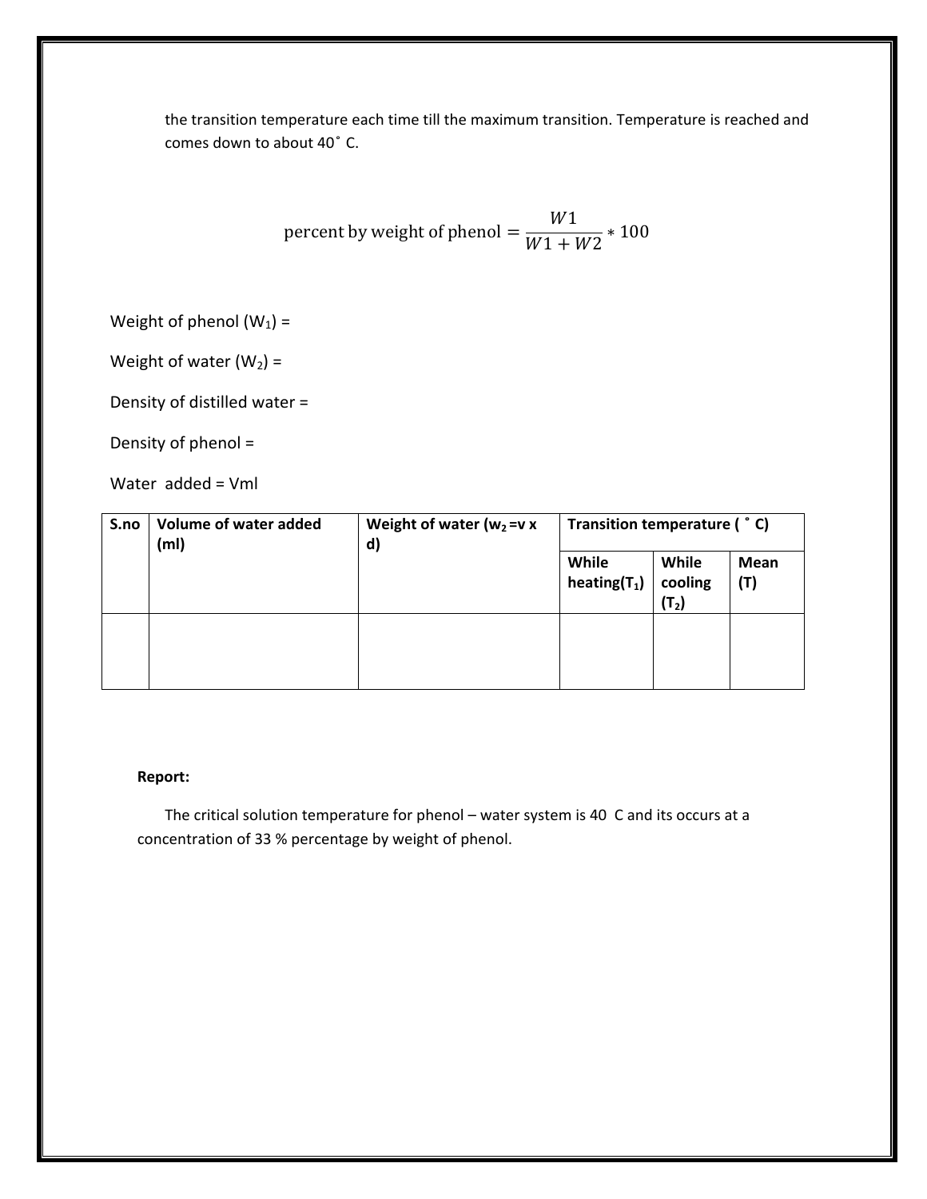the transition temperature each time till the maximum transition. Temperature is reached and comes down to about 40˚ C.

$$\text{percent by weight of phenol} = \frac{W1}{W1 + W2} * 100$$

Weight of phenol ($W_1$) =

Weight of water ($W_2$) =

Density of distilled water =

Density of phenol =

Water added = Vml

| **S.no** | **Volume of water added (ml)** | **Weight of water ($w_2$ =v x d)** | **Transition temperature ( ˚ C)** | | |
|---|---|---|---|---|---|
| | | | **While heating($T_1$)** | **While cooling ($T_2$)** | **Mean (T)** |
| | | | | | |

**Report:**

The critical solution temperature for phenol – water system is 40 C and its occurs at a concentration of 33 % percentage by weight of phenol.